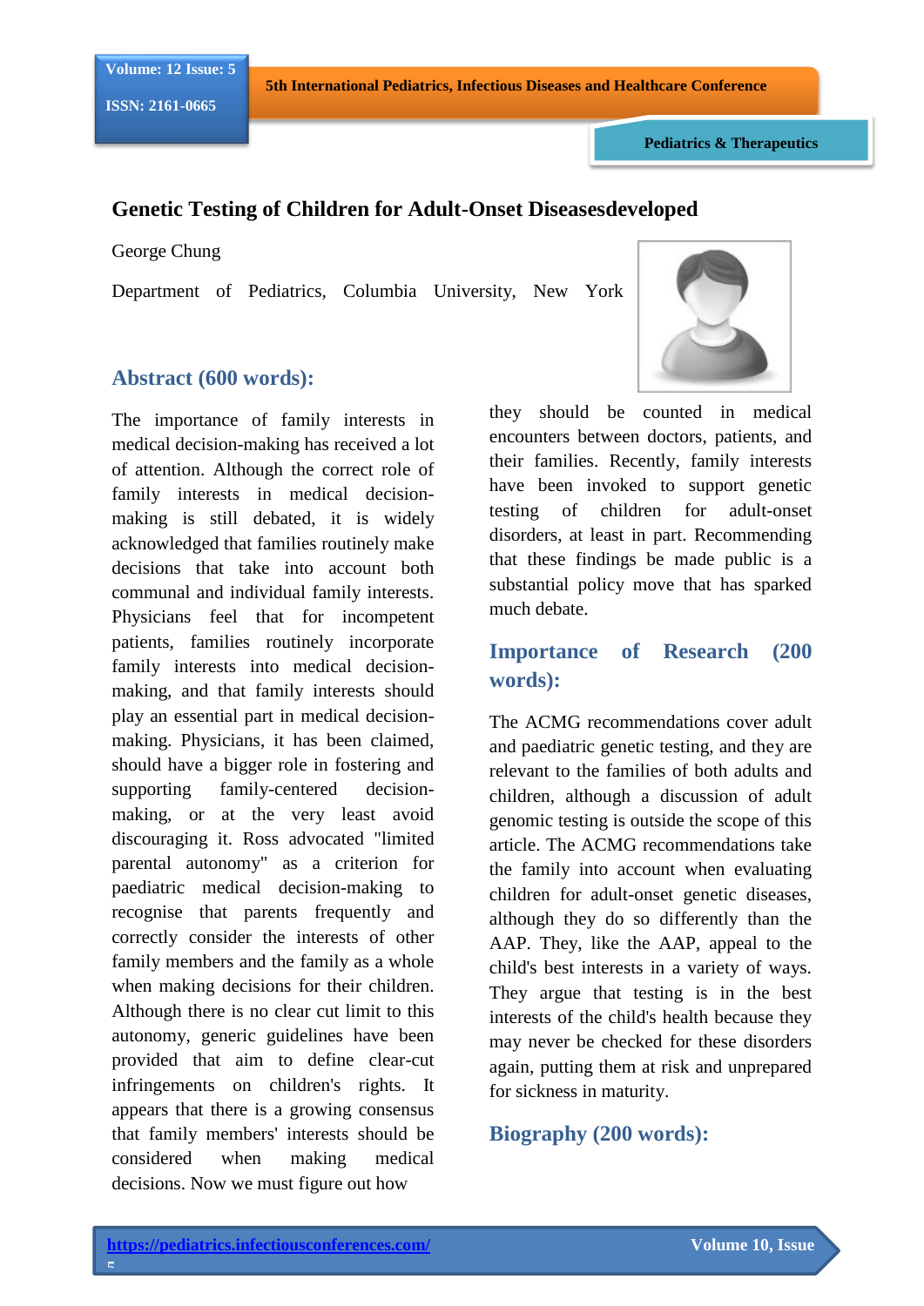## Genetic Testing of Children for Adult-Onset Diseasesdeveloped

George Chung

Department of Pediatrics, Columbia University, New York

### Abstract (600 words):

The importance of family interests in medical decision-making has received a lot of attention. Although the correct role of family interests in medical decision-making is still debated, it is widely acknowledged that families routinely make decisions that take into account both communal and individual family interests. Physicians feel that for incompetent patients, families routinely incorporate family interests into medical decision-making, and that family interests should play an essential part in medical decision-making. Physicians, it has been claimed, should have a bigger role in fostering and supporting family-centered decision-making, or at the very least avoid discouraging it. Ross advocated "limited parental autonomy" as a criterion for paediatric medical decision-making to recognise that parents frequently and correctly consider the interests of other family members and the family as a whole when making decisions for their children. Although there is no clear cut limit to this autonomy, generic guidelines have been provided that aim to define clear-cut infringements on children's rights. It appears that there is a growing consensus that family members' interests should be considered when making medical decisions. Now we must figure out how they should be counted in medical encounters between doctors, patients, and their families. Recently, family interests have been invoked to support genetic testing of children for adult-onset disorders, at least in part. Recommending that these findings be made public is a substantial policy move that has sparked much debate.

### Importance of Research (200 words):

The ACMG recommendations cover adult and paediatric genetic testing, and they are relevant to the families of both adults and children, although a discussion of adult genomic testing is outside the scope of this article. The ACMG recommendations take the family into account when evaluating children for adult-onset genetic diseases, although they do so differently than the AAP. They, like the AAP, appeal to the child's best interests in a variety of ways. They argue that testing is in the best interests of the child's health because they may never be checked for these disorders again, putting them at risk and unprepared for sickness in maturity.

### Biography (200 words):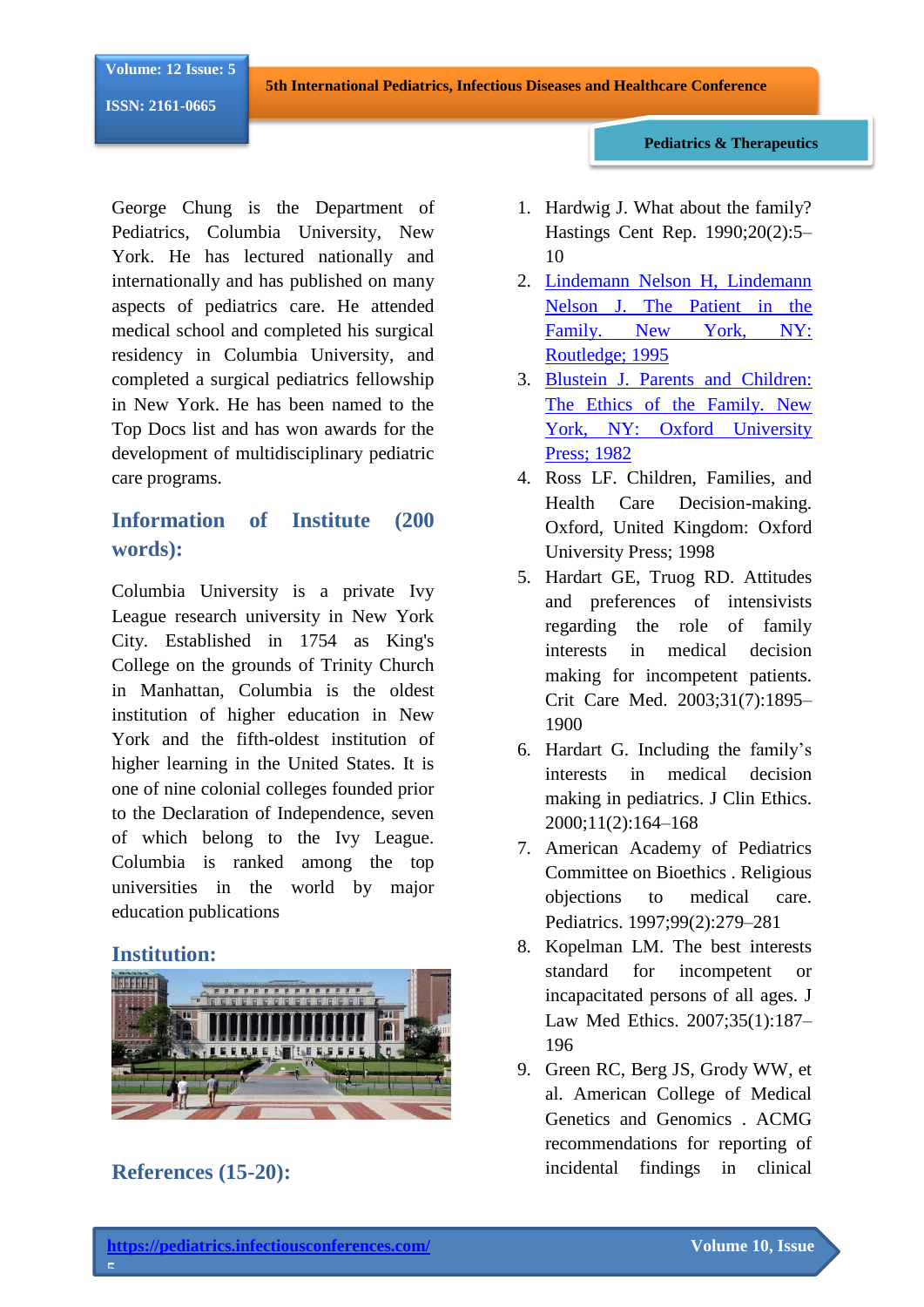George Chung is the Department of Pediatrics, Columbia University, New York. He has lectured nationally and internationally and has published on many aspects of pediatrics care. He attended medical school and completed his surgical residency in Columbia University, and completed a surgical pediatrics fellowship in New York. He has been named to the Top Docs list and has won awards for the development of multidisciplinary pediatric care programs.

## Information of Institute (200 words):

Columbia University is a private Ivy League research university in New York City. Established in 1754 as King's College on the grounds of Trinity Church in Manhattan, Columbia is the oldest institution of higher education in New York and the fifth-oldest institution of higher learning in the United States. It is one of nine colonial colleges founded prior to the Declaration of Independence, seven of which belong to the Ivy League. Columbia is ranked among the top universities in the world by major education publications

## Institution:

## References (15-20):

1. Hardwig J. What about the family? Hastings Cent Rep. 1990;20(2):5–10
2. Lindemann Nelson H, Lindemann Nelson J. The Patient in the Family. New York, NY: Routledge; 1995
3. Blustein J. Parents and Children: The Ethics of the Family. New York, NY: Oxford University Press; 1982
4. Ross LF. Children, Families, and Health Care Decision-making. Oxford, United Kingdom: Oxford University Press; 1998
5. Hardart GE, Truog RD. Attitudes and preferences of intensivists regarding the role of family interests in medical decision making for incompetent patients. Crit Care Med. 2003;31(7):1895–1900
6. Hardart G. Including the family's interests in medical decision making in pediatrics. J Clin Ethics. 2000;11(2):164–168
7. American Academy of Pediatrics Committee on Bioethics . Religious objections to medical care. Pediatrics. 1997;99(2):279–281
8. Kopelman LM. The best interests standard for incompetent or incapacitated persons of all ages. J Law Med Ethics. 2007;35(1):187–196
9. Green RC, Berg JS, Grody WW, et al. American College of Medical Genetics and Genomics . ACMG recommendations for reporting of incidental findings in clinical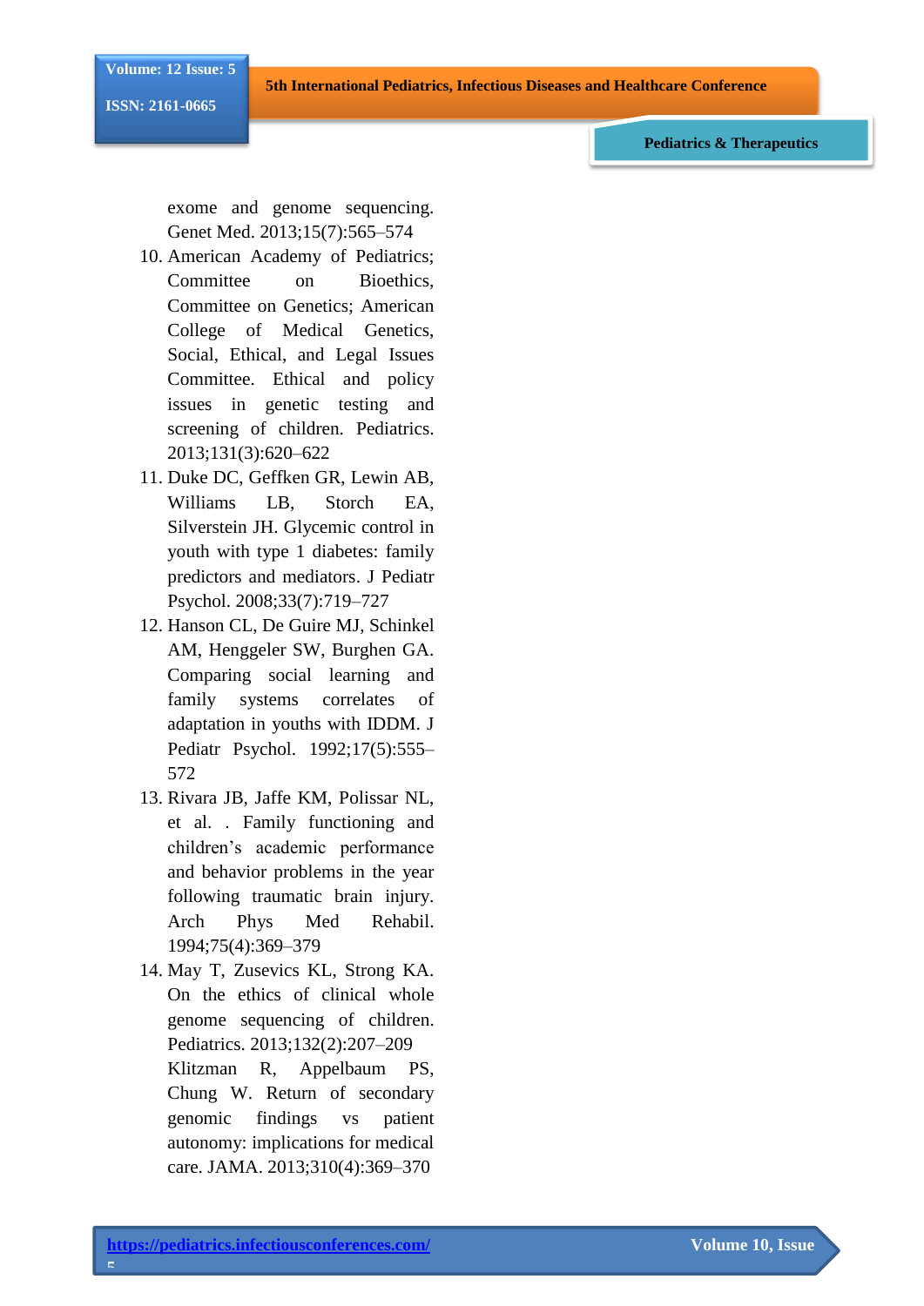exome and genome sequencing. Genet Med. 2013;15(7):565–574

10. American Academy of Pediatrics; Committee on Bioethics, Committee on Genetics; American College of Medical Genetics, Social, Ethical, and Legal Issues Committee. Ethical and policy issues in genetic testing and screening of children. Pediatrics. 2013;131(3):620–622
11. Duke DC, Geffken GR, Lewin AB, Williams LB, Storch EA, Silverstein JH. Glycemic control in youth with type 1 diabetes: family predictors and mediators. J Pediatr Psychol. 2008;33(7):719–727
12. Hanson CL, De Guire MJ, Schinkel AM, Henggeler SW, Burghen GA. Comparing social learning and family systems correlates of adaptation in youths with IDDM. J Pediatr Psychol. 1992;17(5):555–572
13. Rivara JB, Jaffe KM, Polissar NL, et al. . Family functioning and children's academic performance and behavior problems in the year following traumatic brain injury. Arch Phys Med Rehabil. 1994;75(4):369–379
14. May T, Zusevics KL, Strong KA. On the ethics of clinical whole genome sequencing of children. Pediatrics. 2013;132(2):207–209 Klitzman R, Appelbaum PS, Chung W. Return of secondary genomic findings vs patient autonomy: implications for medical care. JAMA. 2013;310(4):369–370